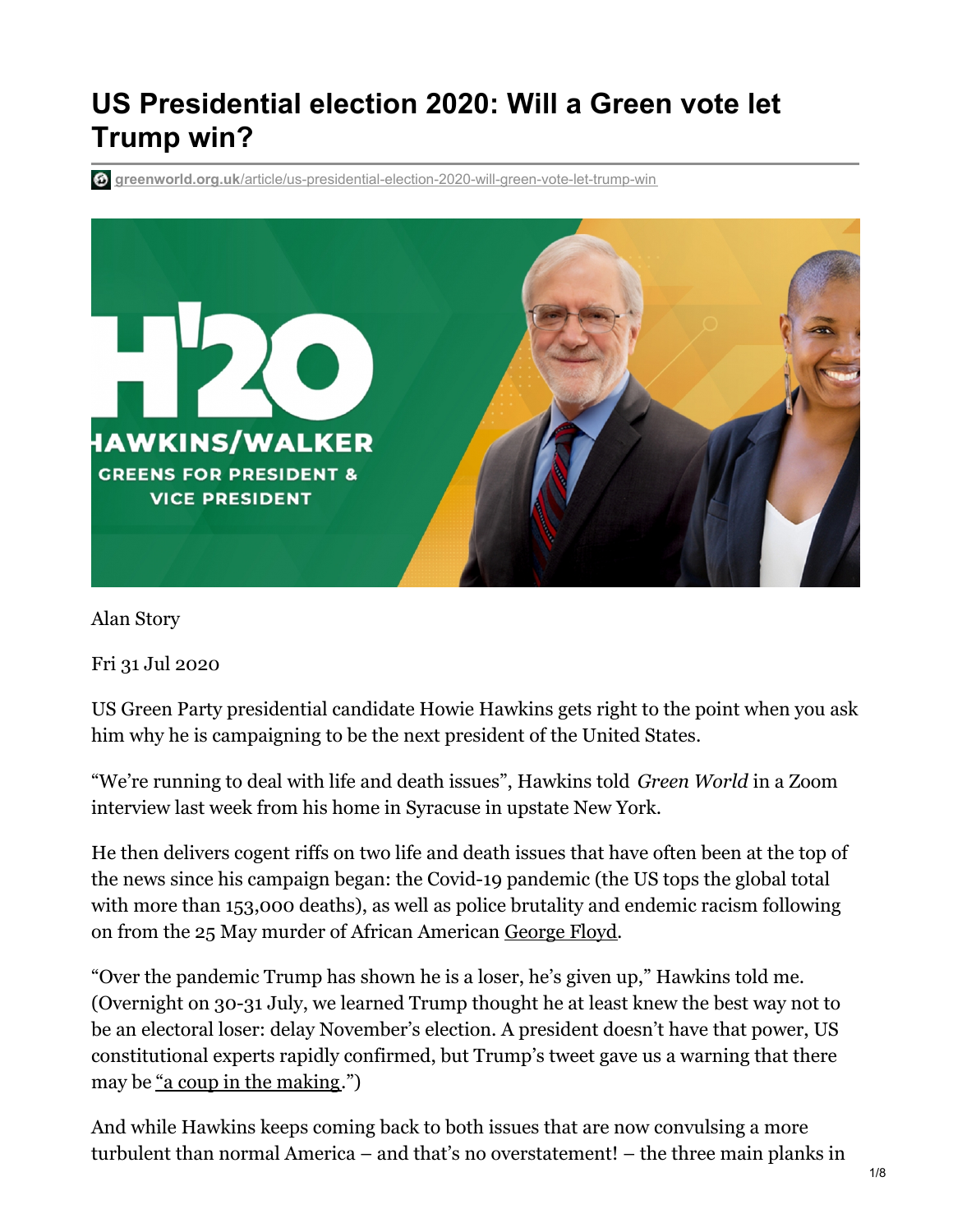# US Presidential election 2020: Will a Green vote let Trump win?

**greenworld.org.uk**/article/us-presidential-election-2020-will-green-vote-let-trump-win

Alan Story

Fri 31 Jul 2020

US Green Party presidential candidate Howie Hawkins gets right to the point when you ask him why he is campaigning to be the next president of the United States.

"We're running to deal with life and death issues", Hawkins told *Green World* in a Zoom interview last week from his home in Syracuse in upstate New York.

He then delivers cogent riffs on two life and death issues that have often been at the top of the news since his campaign began: the Covid-19 pandemic (the US tops the global total with more than 153,000 deaths), as well as police brutality and endemic racism following on from the 25 May murder of African American George Floyd.

"Over the pandemic Trump has shown he is a loser, he's given up," Hawkins told me. (Overnight on 30-31 July, we learned Trump thought he at least knew the best way not to be an electoral loser: delay November's election. A president doesn't have that power, US constitutional experts rapidly confirmed, but Trump's tweet gave us a warning that there may be "a coup in the making.")

And while Hawkins keeps coming back to both issues that are now convulsing a more turbulent than normal America – and that's no overstatement! – the three main planks in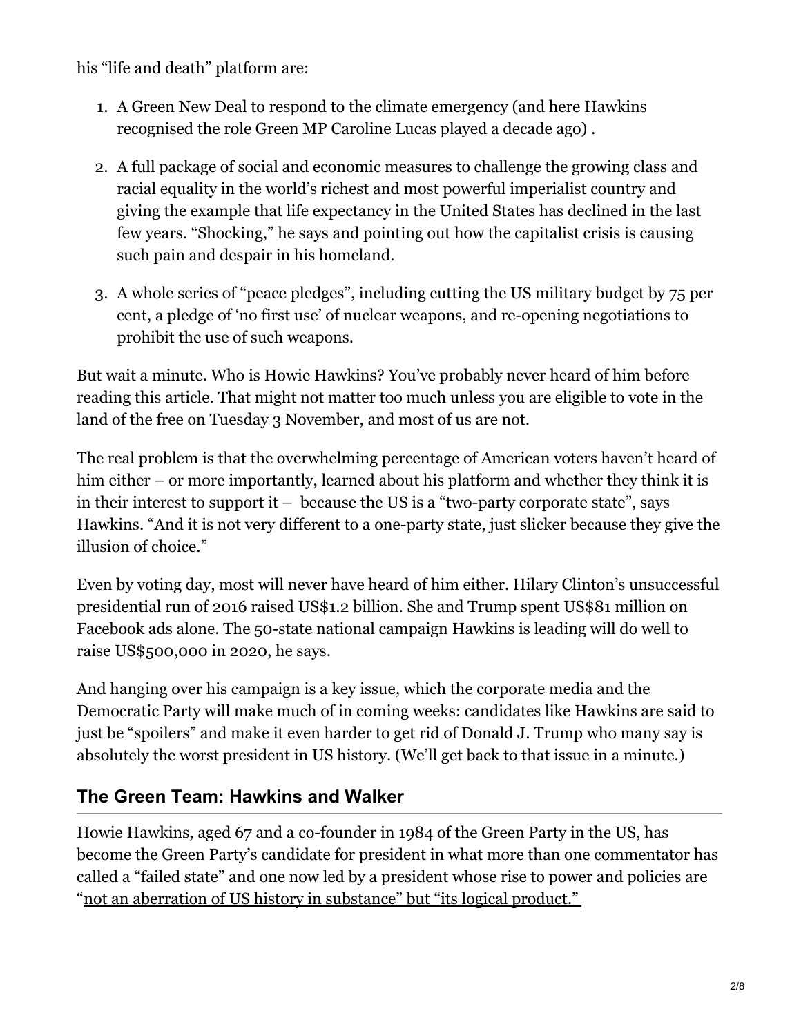his "life and death" platform are:

1. A Green New Deal to respond to the climate emergency (and here Hawkins recognised the role Green MP Caroline Lucas played a decade ago) .
2. A full package of social and economic measures to challenge the growing class and racial equality in the world's richest and most powerful imperialist country and giving the example that life expectancy in the United States has declined in the last few years. "Shocking," he says and pointing out how the capitalist crisis is causing such pain and despair in his homeland.
3. A whole series of "peace pledges", including cutting the US military budget by 75 per cent, a pledge of 'no first use' of nuclear weapons, and re-opening negotiations to prohibit the use of such weapons.

But wait a minute. Who is Howie Hawkins? You've probably never heard of him before reading this article. That might not matter too much unless you are eligible to vote in the land of the free on Tuesday 3 November, and most of us are not.

The real problem is that the overwhelming percentage of American voters haven't heard of him either – or more importantly, learned about his platform and whether they think it is in their interest to support it – because the US is a "two-party corporate state", says Hawkins. "And it is not very different to a one-party state, just slicker because they give the illusion of choice."

Even by voting day, most will never have heard of him either. Hilary Clinton's unsuccessful presidential run of 2016 raised US$1.2 billion. She and Trump spent US$81 million on Facebook ads alone. The 50-state national campaign Hawkins is leading will do well to raise US$500,000 in 2020, he says.

And hanging over his campaign is a key issue, which the corporate media and the Democratic Party will make much of in coming weeks: candidates like Hawkins are said to just be "spoilers" and make it even harder to get rid of Donald J. Trump who many say is absolutely the worst president in US history. (We'll get back to that issue in a minute.)

## The Green Team: Hawkins and Walker

Howie Hawkins, aged 67 and a co-founder in 1984 of the Green Party in the US, has become the Green Party's candidate for president in what more than one commentator has called a "failed state" and one now led by a president whose rise to power and policies are "not an aberration of US history in substance" but "its logical product."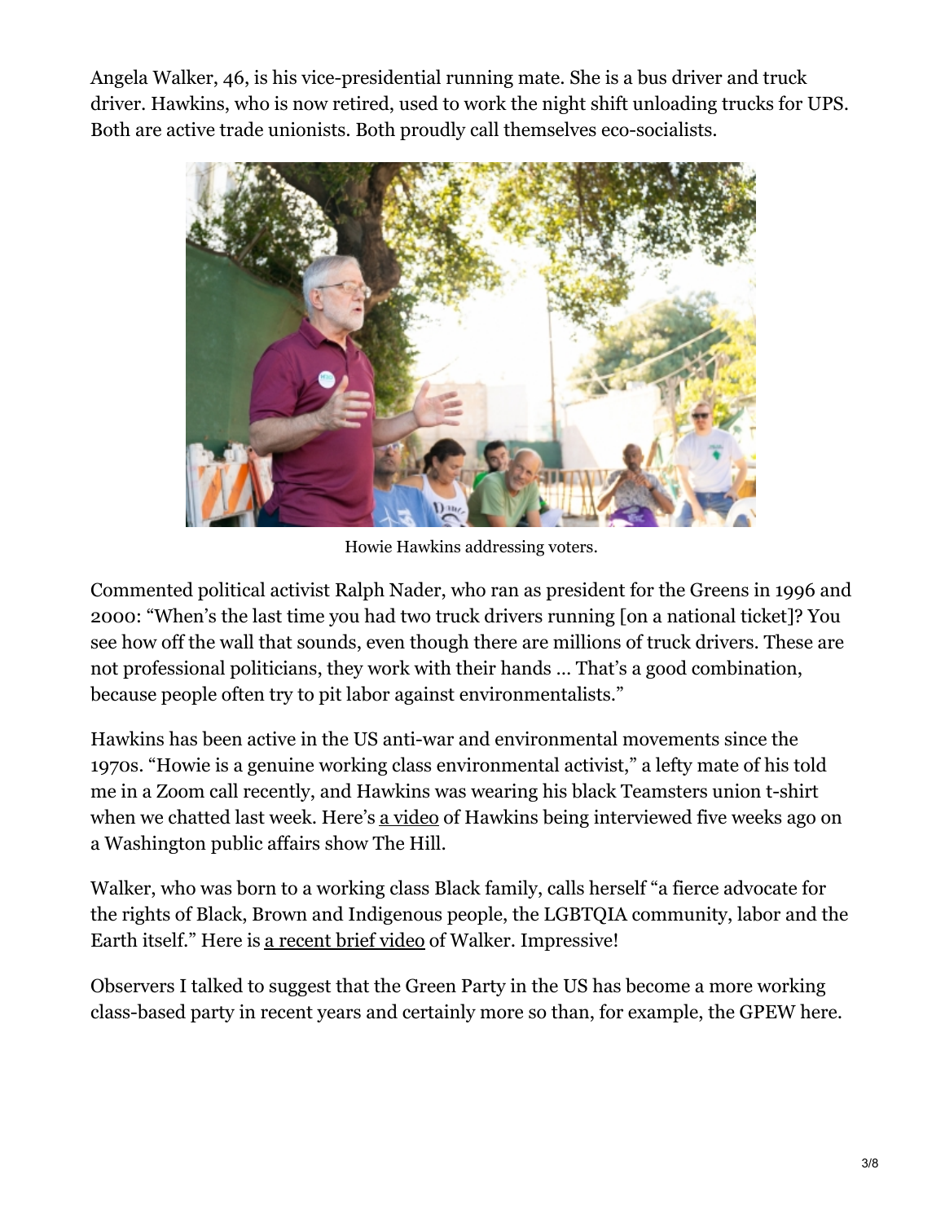Angela Walker, 46, is his vice-presidential running mate. She is a bus driver and truck driver. Hawkins, who is now retired, used to work the night shift unloading trucks for UPS. Both are active trade unionists. Both proudly call themselves eco-socialists.

Howie Hawkins addressing voters.

Commented political activist Ralph Nader, who ran as president for the Greens in 1996 and 2000: "When's the last time you had two truck drivers running [on a national ticket]? You see how off the wall that sounds, even though there are millions of truck drivers. These are not professional politicians, they work with their hands … That's a good combination, because people often try to pit labor against environmentalists."

Hawkins has been active in the US anti-war and environmental movements since the 1970s. "Howie is a genuine working class environmental activist," a lefty mate of his told me in a Zoom call recently, and Hawkins was wearing his black Teamsters union t-shirt when we chatted last week. Here's a video of Hawkins being interviewed five weeks ago on a Washington public affairs show The Hill.

Walker, who was born to a working class Black family, calls herself "a fierce advocate for the rights of Black, Brown and Indigenous people, the LGBTQIA community, labor and the Earth itself." Here is a recent brief video of Walker. Impressive!

Observers I talked to suggest that the Green Party in the US has become a more working class-based party in recent years and certainly more so than, for example, the GPEW here.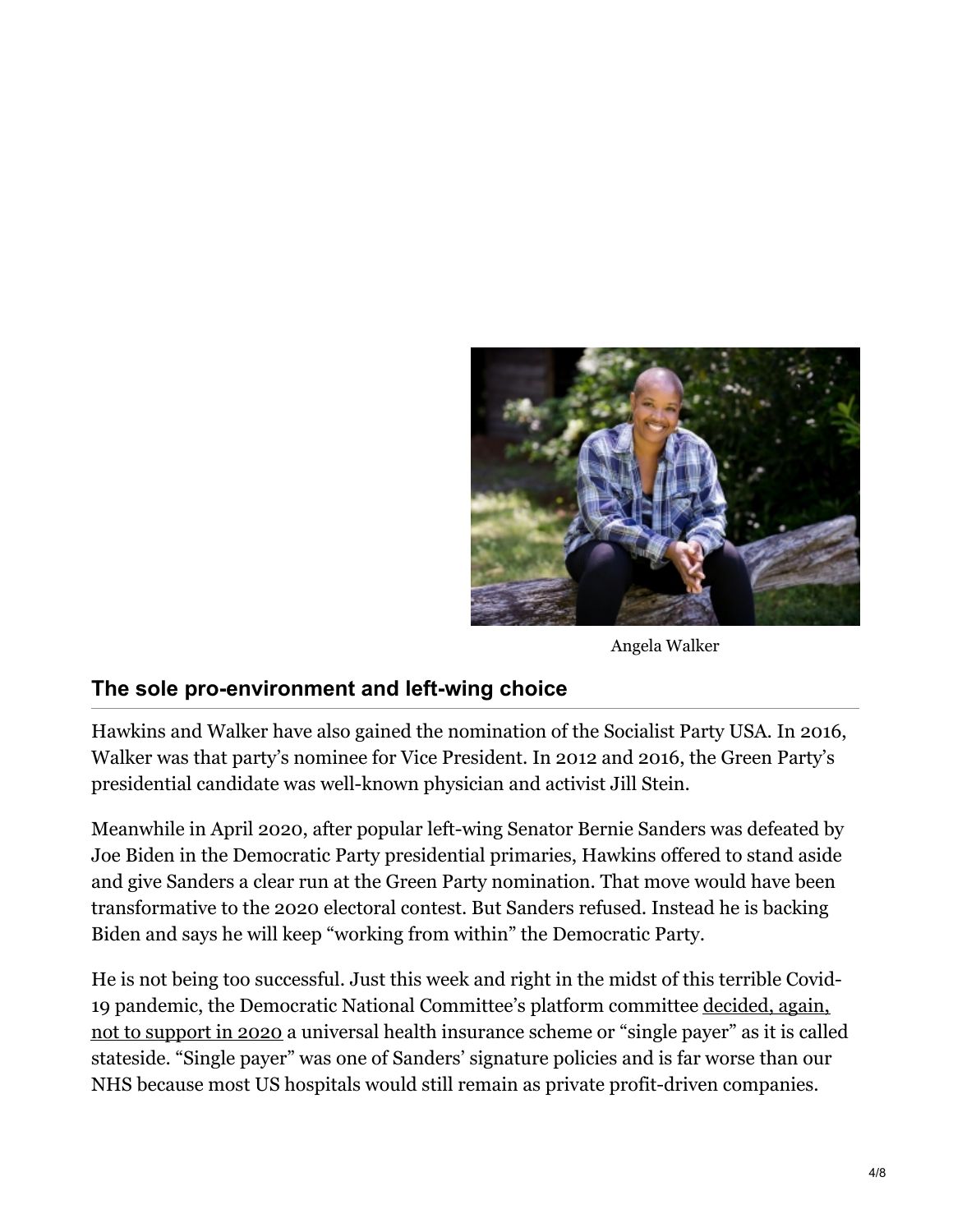Angela Walker

## The sole pro-environment and left-wing choice

Hawkins and Walker have also gained the nomination of the Socialist Party USA. In 2016, Walker was that party's nominee for Vice President. In 2012 and 2016, the Green Party's presidential candidate was well-known physician and activist Jill Stein.

Meanwhile in April 2020, after popular left-wing Senator Bernie Sanders was defeated by Joe Biden in the Democratic Party presidential primaries, Hawkins offered to stand aside and give Sanders a clear run at the Green Party nomination. That move would have been transformative to the 2020 electoral contest. But Sanders refused. Instead he is backing Biden and says he will keep "working from within" the Democratic Party.

He is not being too successful. Just this week and right in the midst of this terrible Covid-19 pandemic, the Democratic National Committee's platform committee decided, again, not to support in 2020 a universal health insurance scheme or "single payer" as it is called stateside. "Single payer" was one of Sanders' signature policies and is far worse than our NHS because most US hospitals would still remain as private profit-driven companies.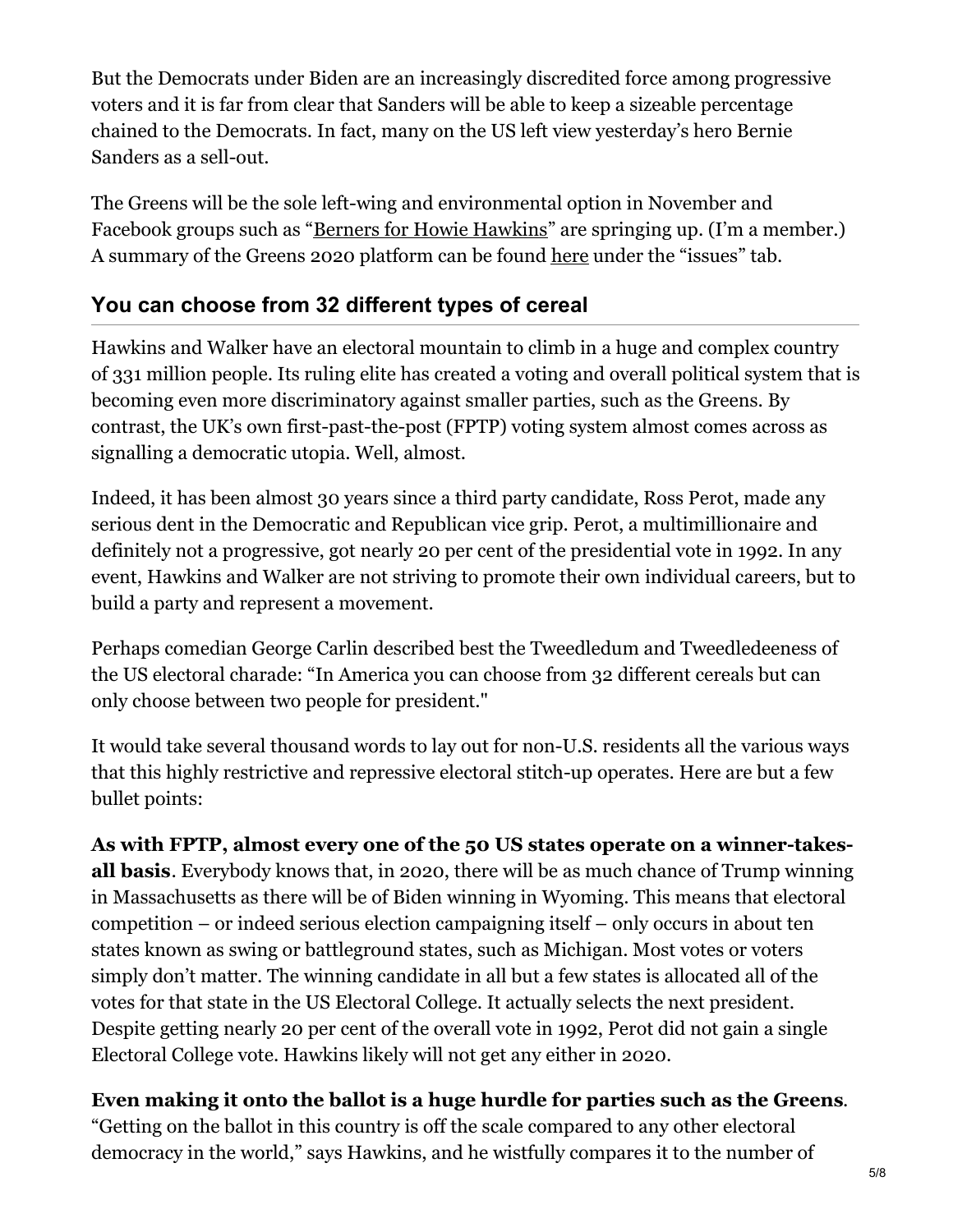But the Democrats under Biden are an increasingly discredited force among progressive voters and it is far from clear that Sanders will be able to keep a sizeable percentage chained to the Democrats. In fact, many on the US left view yesterday's hero Bernie Sanders as a sell-out.

The Greens will be the sole left-wing and environmental option in November and Facebook groups such as "Berners for Howie Hawkins" are springing up. (I'm a member.) A summary of the Greens 2020 platform can be found here under the "issues" tab.

## You can choose from 32 different types of cereal

Hawkins and Walker have an electoral mountain to climb in a huge and complex country of 331 million people. Its ruling elite has created a voting and overall political system that is becoming even more discriminatory against smaller parties, such as the Greens. By contrast, the UK's own first-past-the-post (FPTP) voting system almost comes across as signalling a democratic utopia. Well, almost.

Indeed, it has been almost 30 years since a third party candidate, Ross Perot, made any serious dent in the Democratic and Republican vice grip. Perot, a multimillionaire and definitely not a progressive, got nearly 20 per cent of the presidential vote in 1992. In any event, Hawkins and Walker are not striving to promote their own individual careers, but to build a party and represent a movement.

Perhaps comedian George Carlin described best the Tweedledum and Tweedledeeness of the US electoral charade: "In America you can choose from 32 different cereals but can only choose between two people for president."

It would take several thousand words to lay out for non-U.S. residents all the various ways that this highly restrictive and repressive electoral stitch-up operates. Here are but a few bullet points:

**As with FPTP, almost every one of the 50 US states operate on a winner-takes-all basis**. Everybody knows that, in 2020, there will be as much chance of Trump winning in Massachusetts as there will be of Biden winning in Wyoming. This means that electoral competition – or indeed serious election campaigning itself – only occurs in about ten states known as swing or battleground states, such as Michigan. Most votes or voters simply don't matter. The winning candidate in all but a few states is allocated all of the votes for that state in the US Electoral College. It actually selects the next president. Despite getting nearly 20 per cent of the overall vote in 1992, Perot did not gain a single Electoral College vote. Hawkins likely will not get any either in 2020.

**Even making it onto the ballot is a huge hurdle for parties such as the Greens**. "Getting on the ballot in this country is off the scale compared to any other electoral democracy in the world," says Hawkins, and he wistfully compares it to the number of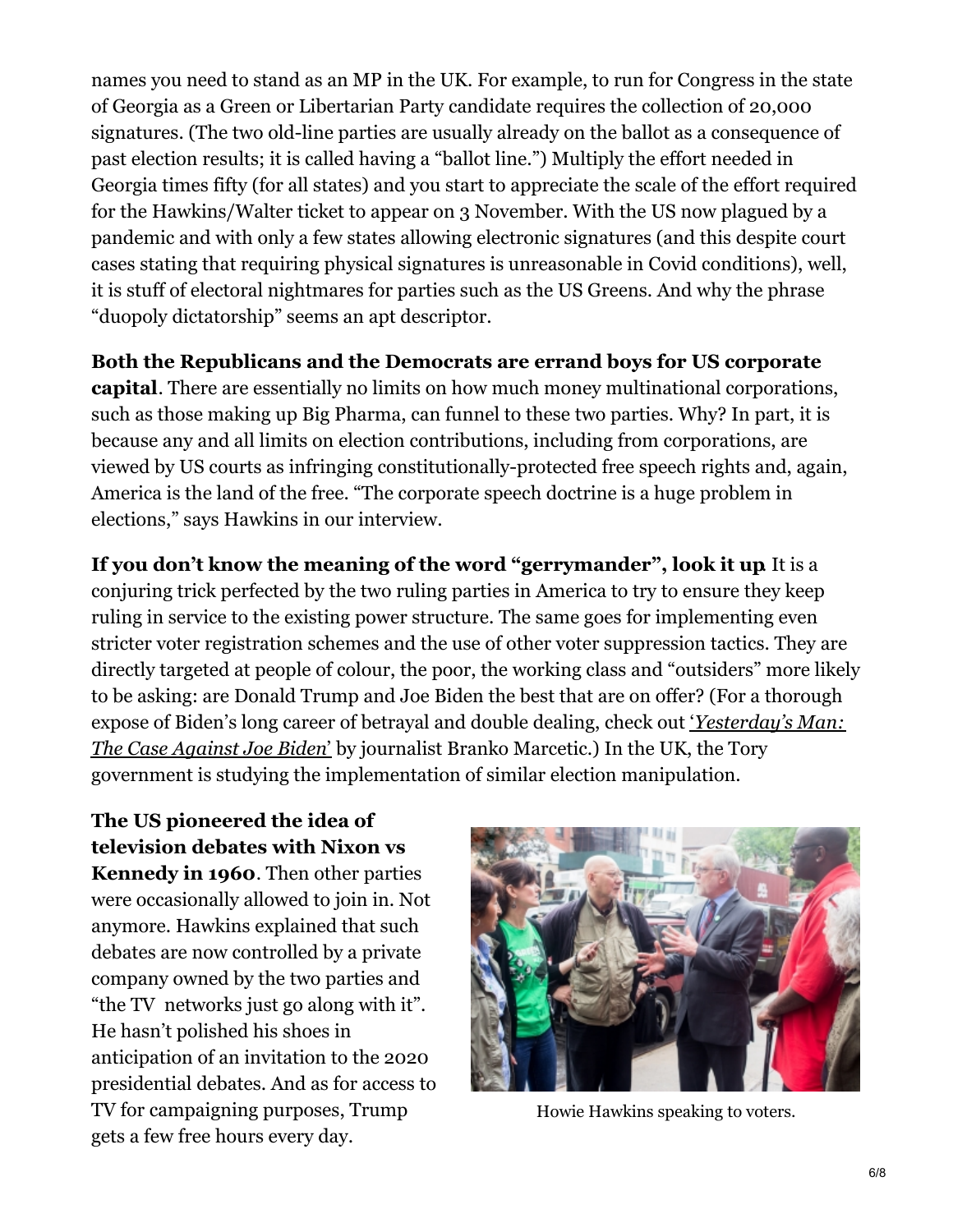names you need to stand as an MP in the UK. For example, to run for Congress in the state of Georgia as a Green or Libertarian Party candidate requires the collection of 20,000 signatures. (The two old-line parties are usually already on the ballot as a consequence of past election results; it is called having a "ballot line.") Multiply the effort needed in Georgia times fifty (for all states) and you start to appreciate the scale of the effort required for the Hawkins/Walter ticket to appear on 3 November. With the US now plagued by a pandemic and with only a few states allowing electronic signatures (and this despite court cases stating that requiring physical signatures is unreasonable in Covid conditions), well, it is stuff of electoral nightmares for parties such as the US Greens. And why the phrase "duopoly dictatorship" seems an apt descriptor.

**Both the Republicans and the Democrats are errand boys for US corporate capital**. There are essentially no limits on how much money multinational corporations, such as those making up Big Pharma, can funnel to these two parties. Why? In part, it is because any and all limits on election contributions, including from corporations, are viewed by US courts as infringing constitutionally-protected free speech rights and, again, America is the land of the free. "The corporate speech doctrine is a huge problem in elections," says Hawkins in our interview.

**If you don't know the meaning of the word "gerrymander", look it up**. It is a conjuring trick perfected by the two ruling parties in America to try to ensure they keep ruling in service to the existing power structure. The same goes for implementing even stricter voter registration schemes and the use of other voter suppression tactics. They are directly targeted at people of colour, the poor, the working class and "outsiders" more likely to be asking: are Donald Trump and Joe Biden the best that are on offer? (For a thorough expose of Biden's long career of betrayal and double dealing, check out '*Yesterday's Man: The Case Against Joe Biden*' by journalist Branko Marcetic.) In the UK, the Tory government is studying the implementation of similar election manipulation.

**The US pioneered the idea of television debates with Nixon vs Kennedy in 1960**. Then other parties were occasionally allowed to join in. Not anymore. Hawkins explained that such debates are now controlled by a private company owned by the two parties and "the TV networks just go along with it". He hasn't polished his shoes in anticipation of an invitation to the 2020 presidential debates. And as for access to TV for campaigning purposes, Trump gets a few free hours every day.

Howie Hawkins speaking to voters.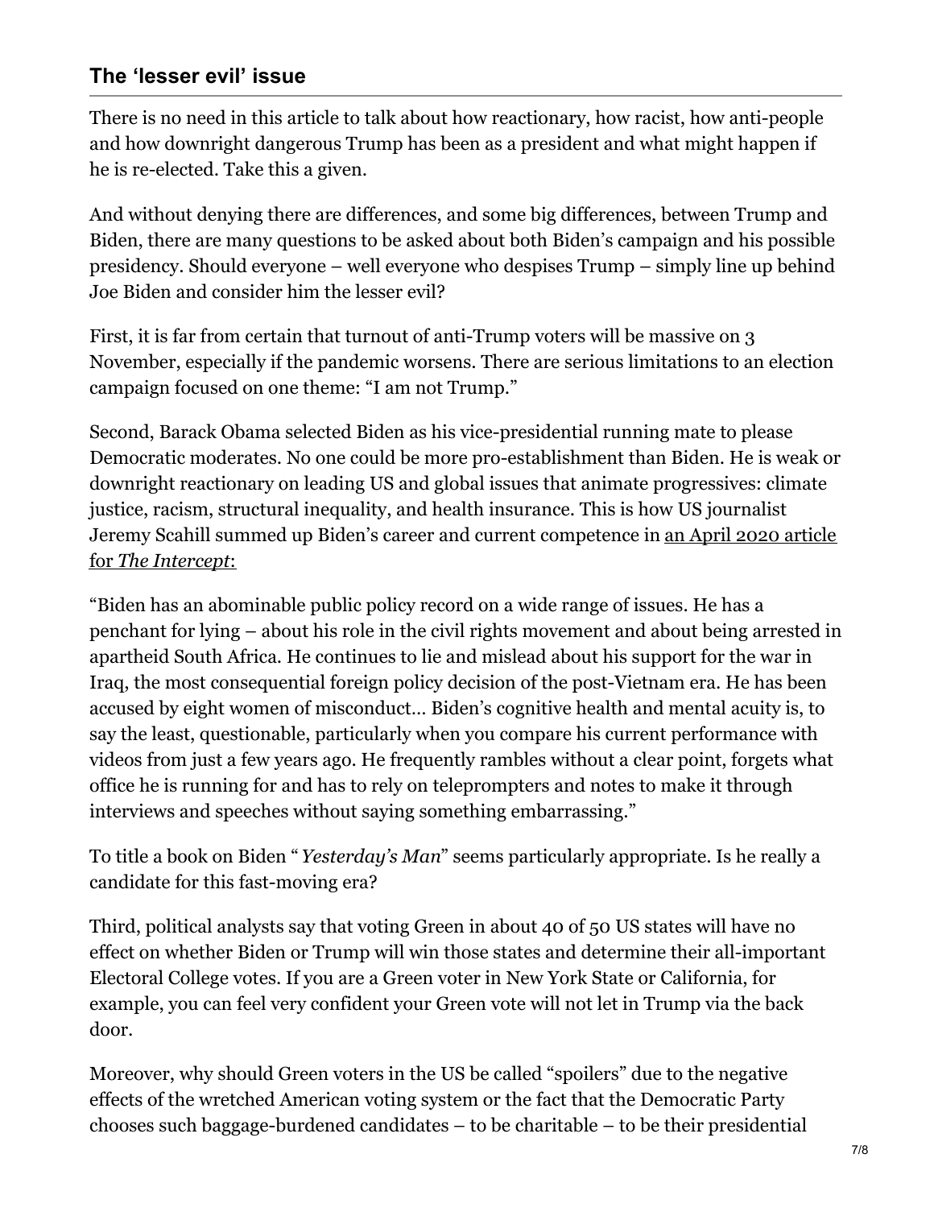## The 'lesser evil' issue

There is no need in this article to talk about how reactionary, how racist, how anti-people and how downright dangerous Trump has been as a president and what might happen if he is re-elected. Take this a given.

And without denying there are differences, and some big differences, between Trump and Biden, there are many questions to be asked about both Biden's campaign and his possible presidency. Should everyone – well everyone who despises Trump – simply line up behind Joe Biden and consider him the lesser evil?

First, it is far from certain that turnout of anti-Trump voters will be massive on 3 November, especially if the pandemic worsens. There are serious limitations to an election campaign focused on one theme: "I am not Trump."

Second, Barack Obama selected Biden as his vice-presidential running mate to please Democratic moderates. No one could be more pro-establishment than Biden. He is weak or downright reactionary on leading US and global issues that animate progressives: climate justice, racism, structural inequality, and health insurance. This is how US journalist Jeremy Scahill summed up Biden's career and current competence in an April 2020 article for *The Intercept*:

"Biden has an abominable public policy record on a wide range of issues. He has a penchant for lying – about his role in the civil rights movement and about being arrested in apartheid South Africa. He continues to lie and mislead about his support for the war in Iraq, the most consequential foreign policy decision of the post-Vietnam era. He has been accused by eight women of misconduct… Biden's cognitive health and mental acuity is, to say the least, questionable, particularly when you compare his current performance with videos from just a few years ago. He frequently rambles without a clear point, forgets what office he is running for and has to rely on teleprompters and notes to make it through interviews and speeches without saying something embarrassing."

To title a book on Biden "*Yesterday's Man*" seems particularly appropriate. Is he really a candidate for this fast-moving era?

Third, political analysts say that voting Green in about 40 of 50 US states will have no effect on whether Biden or Trump will win those states and determine their all-important Electoral College votes. If you are a Green voter in New York State or California, for example, you can feel very confident your Green vote will not let in Trump via the back door.

Moreover, why should Green voters in the US be called "spoilers" due to the negative effects of the wretched American voting system or the fact that the Democratic Party chooses such baggage-burdened candidates – to be charitable – to be their presidential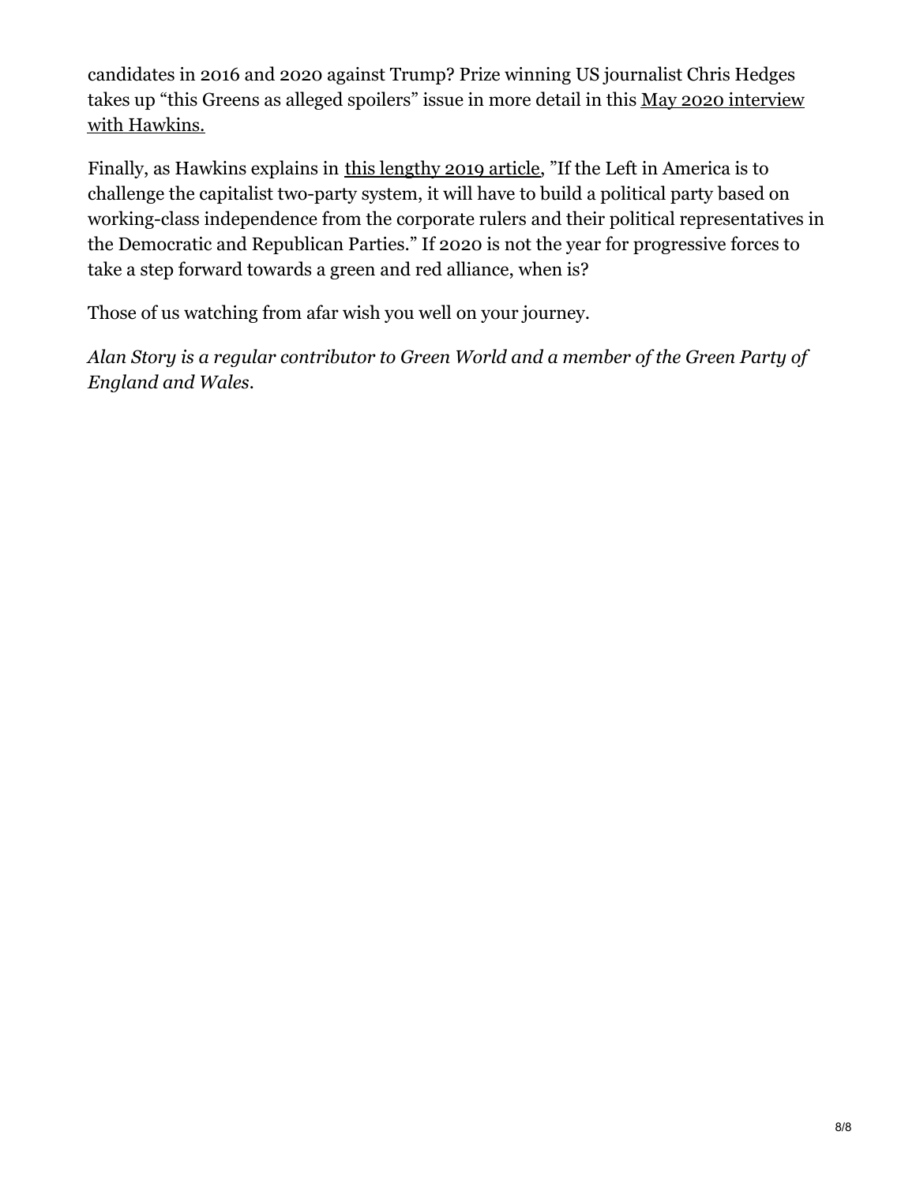candidates in 2016 and 2020 against Trump? Prize winning US journalist Chris Hedges takes up "this Greens as alleged spoilers" issue in more detail in this May 2020 interview with Hawkins.

Finally, as Hawkins explains in this lengthy 2019 article, "If the Left in America is to challenge the capitalist two-party system, it will have to build a political party based on working-class independence from the corporate rulers and their political representatives in the Democratic and Republican Parties." If 2020 is not the year for progressive forces to take a step forward towards a green and red alliance, when is?

Those of us watching from afar wish you well on your journey.

*Alan Story is a regular contributor to Green World and a member of the Green Party of England and Wales.*